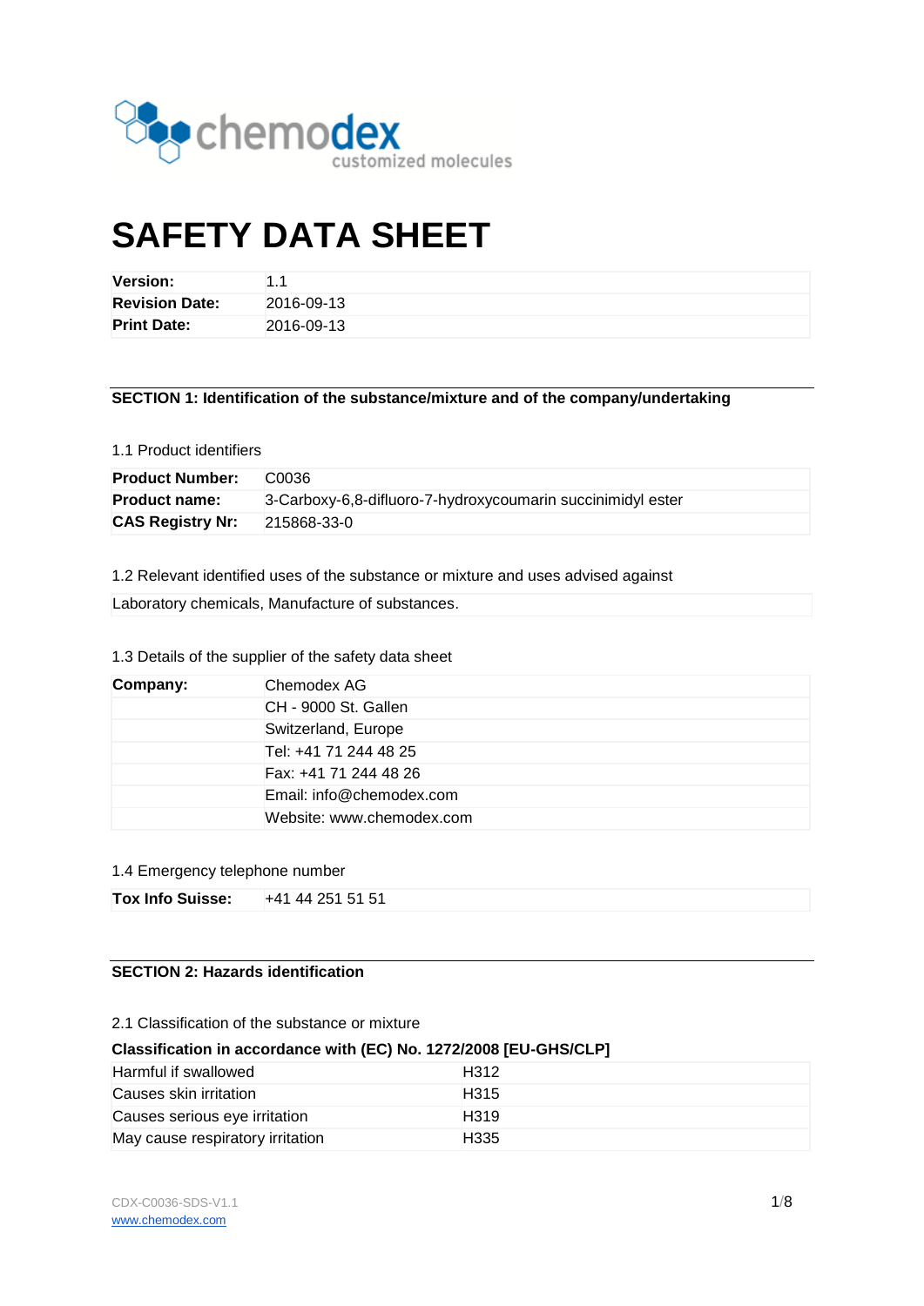chemodex
customized molecules

# SAFETY DATA SHEET

| | |
|---|---|
| **Version:** | 1.1 |
| **Revision Date:** | 2016-09-13 |
| **Print Date:** | 2016-09-13 |

## SECTION 1: Identification of the substance/mixture and of the company/undertaking

1.1 Product identifiers

| | |
|---|---|
| **Product Number:** | C0036 |
| **Product name:** | 3-Carboxy-6,8-difluoro-7-hydroxycoumarin succinimidyl ester |
| **CAS Registry Nr:** | 215868-33-0 |

1.2 Relevant identified uses of the substance or mixture and uses advised against

Laboratory chemicals, Manufacture of substances.

1.3 Details of the supplier of the safety data sheet

| | |
|---|---|
| **Company:** | Chemodex AG |
| | CH - 9000 St. Gallen |
| | Switzerland, Europe |
| | Tel: +41 71 244 48 25 |
| | Fax: +41 71 244 48 26 |
| | Email: info@chemodex.com |
| | Website: www.chemodex.com |

1.4 Emergency telephone number

| | |
|---|---|
| **Tox Info Suisse:** | +41 44 251 51 51 |

## SECTION 2: Hazards identification

2.1 Classification of the substance or mixture

**Classification in accordance with (EC) No. 1272/2008 [EU-GHS/CLP]**

| | |
|---|---|
| Harmful if swallowed | H312 |
| Causes skin irritation | H315 |
| Causes serious eye irritation | H319 |
| May cause respiratory irritation | H335 |

CDX-C0036-SDS-V1.1
www.chemodex.com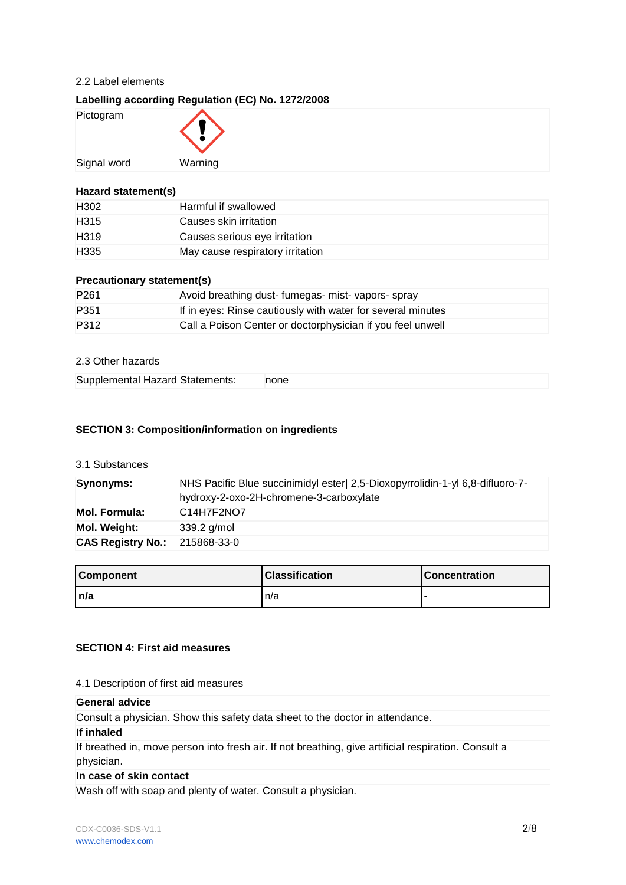2.2 Label elements

**Labelling according Regulation (EC) No. 1272/2008**

| | |
|---|---|
| Pictogram | |
| Signal word | Warning |

**Hazard statement(s)**

| | |
|---|---|
| H302 | Harmful if swallowed |
| H315 | Causes skin irritation |
| H319 | Causes serious eye irritation |
| H335 | May cause respiratory irritation |

**Precautionary statement(s)**

| | |
|---|---|
| P261 | Avoid breathing dust- fumegas- mist- vapors- spray |
| P351 | If in eyes: Rinse cautiously with water for several minutes |
| P312 | Call a Poison Center or doctorphysician if you feel unwell |

2.3 Other hazards

| | |
|---|---|
| Supplemental Hazard Statements: | none |

## SECTION 3: Composition/information on ingredients

3.1 Substances

| | |
|---|---|
| **Synonyms:** | NHS Pacific Blue succinimidyl ester\| 2,5-Dioxopyrrolidin-1-yl 6,8-difluoro-7-hydroxy-2-oxo-2H-chromene-3-carboxylate |
| **Mol. Formula:** | $C_{14}H_7F_2NO_7$ |
| **Mol. Weight:** | 339.2 g/mol |
| **CAS Registry No.:** | 215868-33-0 |

| Component | Classification | Concentration |
|---|---|---|
| **n/a** | n/a | - |

## SECTION 4: First aid measures

4.1 Description of first aid measures

**General advice**

Consult a physician. Show this safety data sheet to the doctor in attendance.

**If inhaled**

If breathed in, move person into fresh air. If not breathing, give artificial respiration. Consult a physician.

**In case of skin contact**

Wash off with soap and plenty of water. Consult a physician.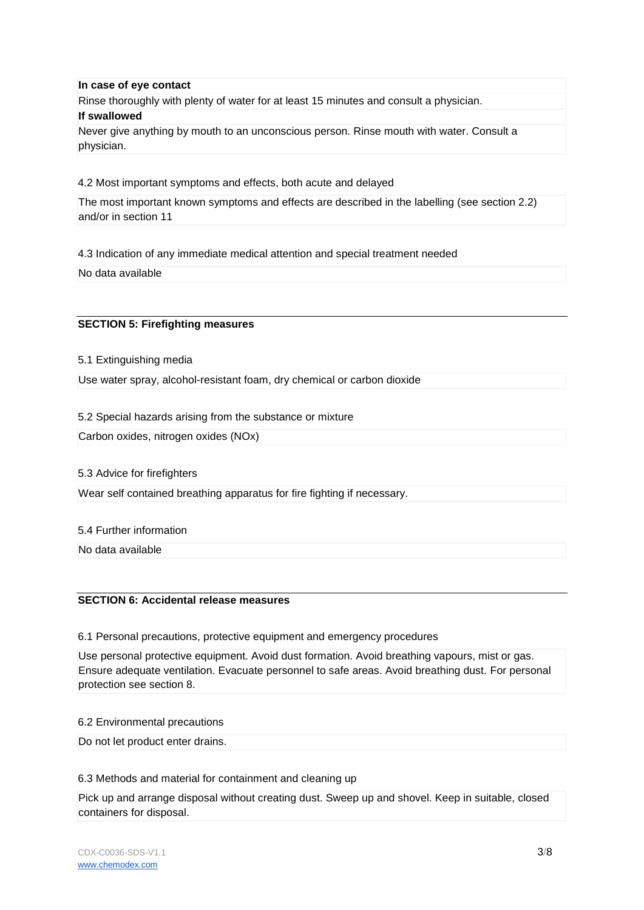**In case of eye contact**

Rinse thoroughly with plenty of water for at least 15 minutes and consult a physician.

**If swallowed**

Never give anything by mouth to an unconscious person. Rinse mouth with water. Consult a physician.

4.2 Most important symptoms and effects, both acute and delayed

The most important known symptoms and effects are described in the labelling (see section 2.2) and/or in section 11

4.3 Indication of any immediate medical attention and special treatment needed

No data available

## SECTION 5: Firefighting measures

5.1 Extinguishing media

Use water spray, alcohol-resistant foam, dry chemical or carbon dioxide

5.2 Special hazards arising from the substance or mixture

Carbon oxides, nitrogen oxides (NOx)

5.3 Advice for firefighters

Wear self contained breathing apparatus for fire fighting if necessary.

5.4 Further information

No data available

## SECTION 6: Accidental release measures

6.1 Personal precautions, protective equipment and emergency procedures

Use personal protective equipment. Avoid dust formation. Avoid breathing vapours, mist or gas. Ensure adequate ventilation. Evacuate personnel to safe areas. Avoid breathing dust. For personal protection see section 8.

6.2 Environmental precautions

Do not let product enter drains.

6.3 Methods and material for containment and cleaning up

Pick up and arrange disposal without creating dust. Sweep up and shovel. Keep in suitable, closed containers for disposal.

CDX-C0036-SDS-V1.1
www.chemodex.com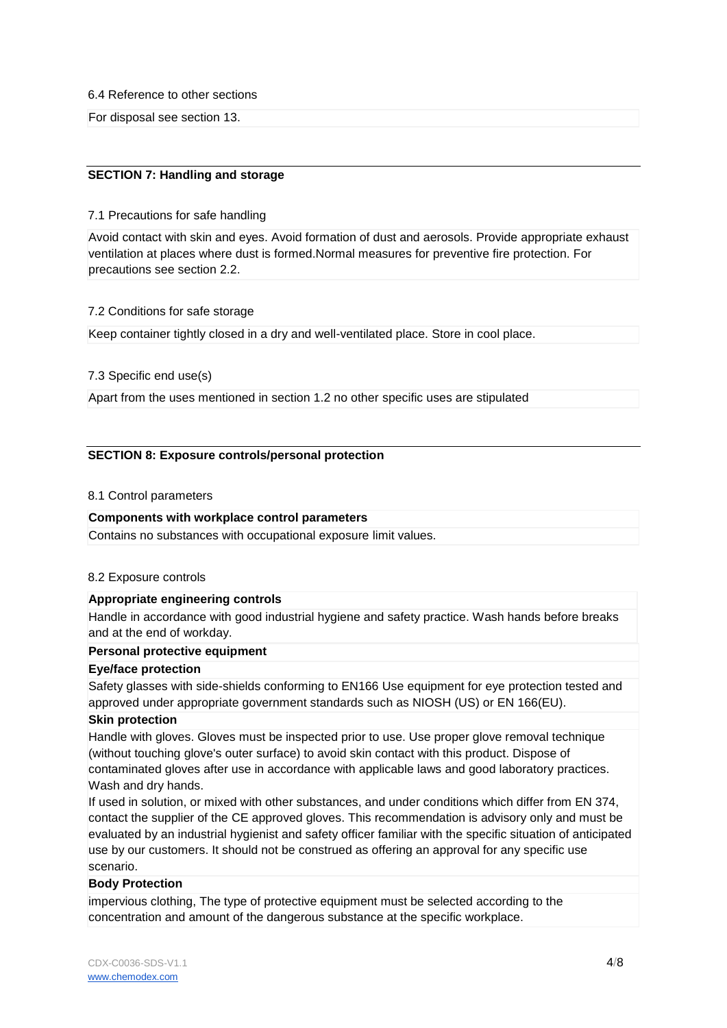6.4 Reference to other sections

For disposal see section 13.

## SECTION 7: Handling and storage

7.1 Precautions for safe handling

Avoid contact with skin and eyes. Avoid formation of dust and aerosols. Provide appropriate exhaust ventilation at places where dust is formed.Normal measures for preventive fire protection. For precautions see section 2.2.

7.2 Conditions for safe storage

Keep container tightly closed in a dry and well-ventilated place. Store in cool place.

7.3 Specific end use(s)

Apart from the uses mentioned in section 1.2 no other specific uses are stipulated

## SECTION 8: Exposure controls/personal protection

8.1 Control parameters

**Components with workplace control parameters**

Contains no substances with occupational exposure limit values.

8.2 Exposure controls

**Appropriate engineering controls**

Handle in accordance with good industrial hygiene and safety practice. Wash hands before breaks and at the end of workday.

**Personal protective equipment**

**Eye/face protection**

Safety glasses with side-shields conforming to EN166 Use equipment for eye protection tested and approved under appropriate government standards such as NIOSH (US) or EN 166(EU).

**Skin protection**

Handle with gloves. Gloves must be inspected prior to use. Use proper glove removal technique (without touching glove's outer surface) to avoid skin contact with this product. Dispose of contaminated gloves after use in accordance with applicable laws and good laboratory practices. Wash and dry hands.

If used in solution, or mixed with other substances, and under conditions which differ from EN 374, contact the supplier of the CE approved gloves. This recommendation is advisory only and must be evaluated by an industrial hygienist and safety officer familiar with the specific situation of anticipated use by our customers. It should not be construed as offering an approval for any specific use scenario.

**Body Protection**

impervious clothing, The type of protective equipment must be selected according to the concentration and amount of the dangerous substance at the specific workplace.

CDX-C0036-SDS-V1.1
www.chemodex.com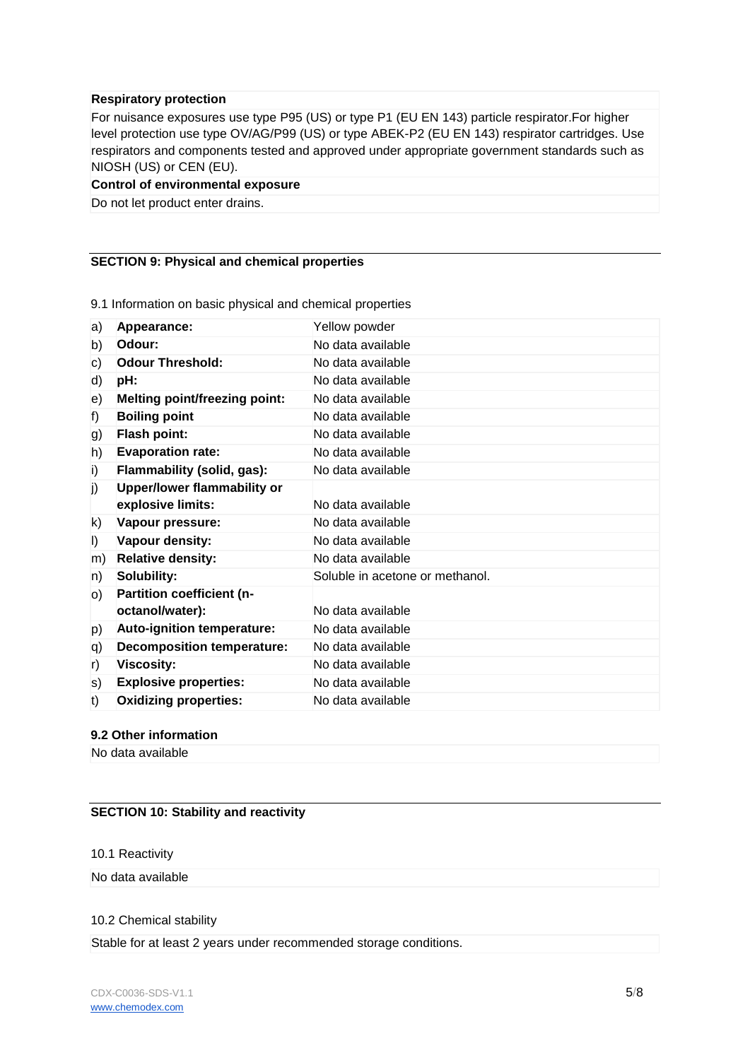**Respiratory protection**

For nuisance exposures use type P95 (US) or type P1 (EU EN 143) particle respirator.For higher level protection use type OV/AG/P99 (US) or type ABEK-P2 (EU EN 143) respirator cartridges. Use respirators and components tested and approved under appropriate government standards such as NIOSH (US) or CEN (EU).

**Control of environmental exposure**

Do not let product enter drains.

## SECTION 9: Physical and chemical properties

9.1 Information on basic physical and chemical properties

| | | |
|---|---|---|
| a) | **Appearance:** | Yellow powder |
| b) | **Odour:** | No data available |
| c) | **Odour Threshold:** | No data available |
| d) | **pH:** | No data available |
| e) | **Melting point/freezing point:** | No data available |
| f) | **Boiling point** | No data available |
| g) | **Flash point:** | No data available |
| h) | **Evaporation rate:** | No data available |
| i) | **Flammability (solid, gas):** | No data available |
| j) | **Upper/lower flammability or explosive limits:** | No data available |
| k) | **Vapour pressure:** | No data available |
| l) | **Vapour density:** | No data available |
| m) | **Relative density:** | No data available |
| n) | **Solubility:** | Soluble in acetone or methanol. |
| o) | **Partition coefficient (n-octanol/water):** | No data available |
| p) | **Auto-ignition temperature:** | No data available |
| q) | **Decomposition temperature:** | No data available |
| r) | **Viscosity:** | No data available |
| s) | **Explosive properties:** | No data available |
| t) | **Oxidizing properties:** | No data available |

**9.2 Other information**

No data available

## SECTION 10: Stability and reactivity

10.1 Reactivity

No data available

10.2 Chemical stability

Stable for at least 2 years under recommended storage conditions.

CDX-C0036-SDS-V1.1
www.chemodex.com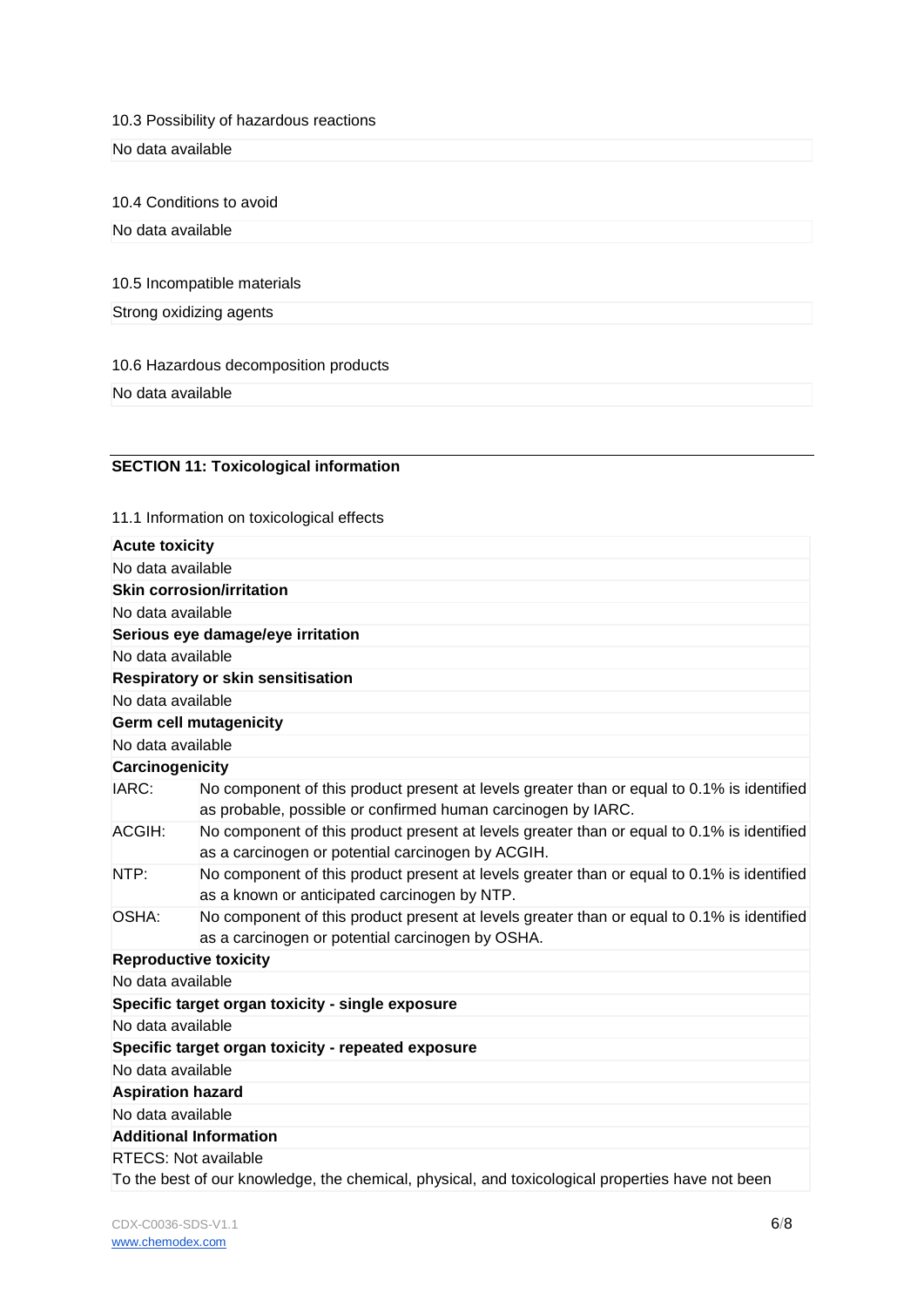10.3 Possibility of hazardous reactions

No data available

10.4 Conditions to avoid

No data available

10.5 Incompatible materials

Strong oxidizing agents

10.6 Hazardous decomposition products

No data available

## SECTION 11: Toxicological information

11.1 Information on toxicological effects

**Acute toxicity**

No data available

**Skin corrosion/irritation**

No data available

**Serious eye damage/eye irritation**

No data available

**Respiratory or skin sensitisation**

No data available

**Germ cell mutagenicity**

No data available

**Carcinogenicity**

| | |
|---|---|
| IARC: | No component of this product present at levels greater than or equal to 0.1% is identified as probable, possible or confirmed human carcinogen by IARC. |
| ACGIH: | No component of this product present at levels greater than or equal to 0.1% is identified as a carcinogen or potential carcinogen by ACGIH. |
| NTP: | No component of this product present at levels greater than or equal to 0.1% is identified as a known or anticipated carcinogen by NTP. |
| OSHA: | No component of this product present at levels greater than or equal to 0.1% is identified as a carcinogen or potential carcinogen by OSHA. |

**Reproductive toxicity**

No data available

**Specific target organ toxicity - single exposure**

No data available

**Specific target organ toxicity - repeated exposure**

No data available

**Aspiration hazard**

No data available

**Additional Information**

RTECS: Not available

To the best of our knowledge, the chemical, physical, and toxicological properties have not been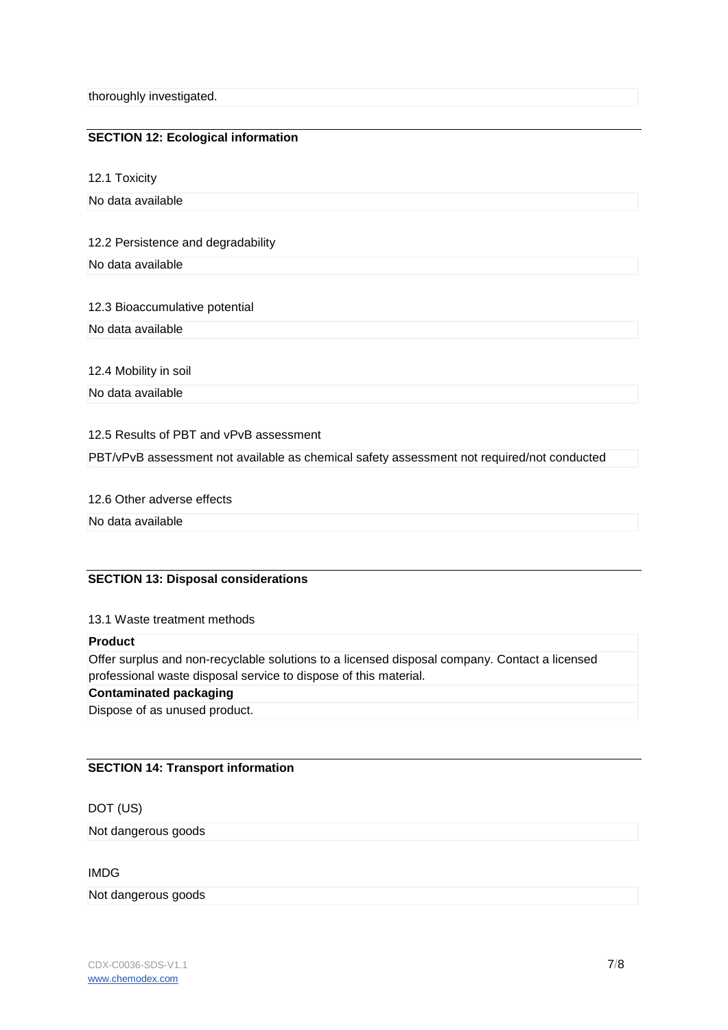thoroughly investigated.

## SECTION 12: Ecological information

12.1 Toxicity

No data available

12.2 Persistence and degradability

No data available

12.3 Bioaccumulative potential

No data available

12.4 Mobility in soil

No data available

12.5 Results of PBT and vPvB assessment

PBT/vPvB assessment not available as chemical safety assessment not required/not conducted

12.6 Other adverse effects

No data available

## SECTION 13: Disposal considerations

13.1 Waste treatment methods

**Product**

Offer surplus and non-recyclable solutions to a licensed disposal company. Contact a licensed professional waste disposal service to dispose of this material.

**Contaminated packaging**

Dispose of as unused product.

## SECTION 14: Transport information

DOT (US)

Not dangerous goods

IMDG

Not dangerous goods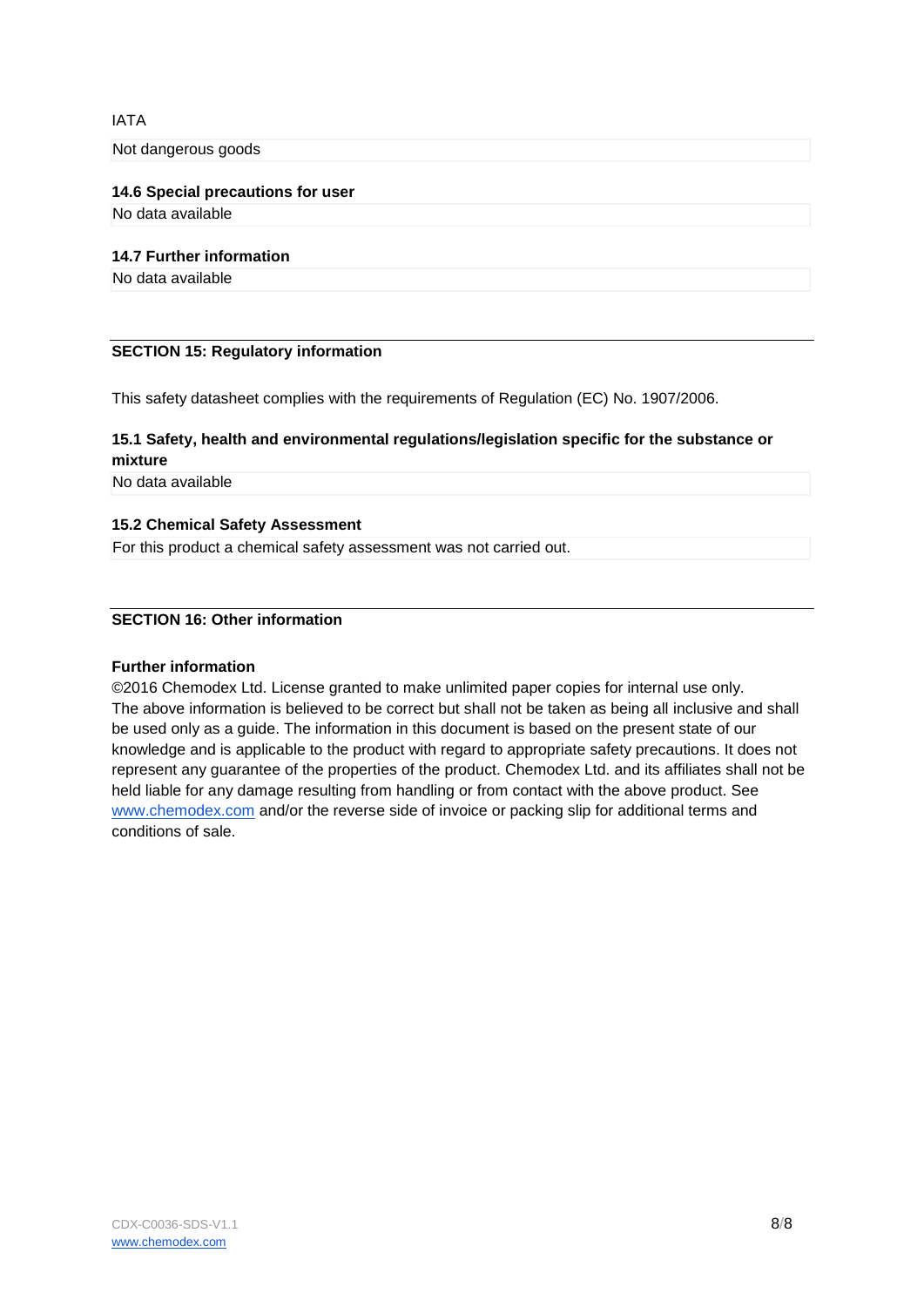IATA

Not dangerous goods

### 14.6 Special precautions for user

No data available

### 14.7 Further information

No data available

## SECTION 15: Regulatory information

This safety datasheet complies with the requirements of Regulation (EC) No. 1907/2006.

### 15.1 Safety, health and environmental regulations/legislation specific for the substance or mixture

No data available

### 15.2 Chemical Safety Assessment

For this product a chemical safety assessment was not carried out.

## SECTION 16: Other information

### Further information

©2016 Chemodex Ltd. License granted to make unlimited paper copies for internal use only. The above information is believed to be correct but shall not be taken as being all inclusive and shall be used only as a guide. The information in this document is based on the present state of our knowledge and is applicable to the product with regard to appropriate safety precautions. It does not represent any guarantee of the properties of the product. Chemodex Ltd. and its affiliates shall not be held liable for any damage resulting from handling or from contact with the above product. See www.chemodex.com and/or the reverse side of invoice or packing slip for additional terms and conditions of sale.